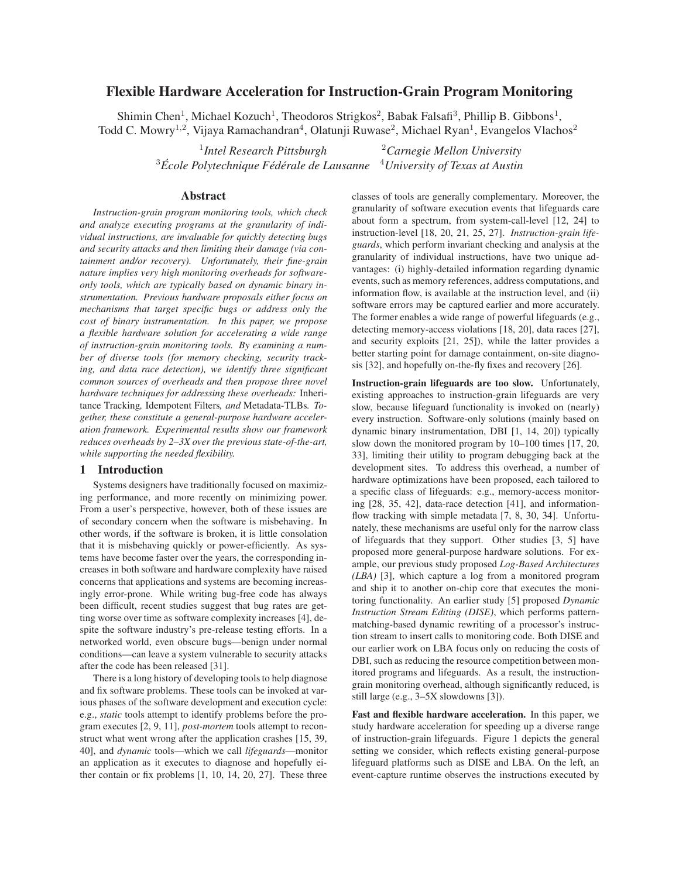# Flexible Hardware Acceleration for Instruction-Grain Program Monitoring

Shimin Chen[1], Michael Kozuch[1], Theodoros Strigkos[2], Babak Falsafi[3], Phillip B. Gibbons[1], Todd C. Mowry[1,2], Vijaya Ramachandran[4], Olatunji Ruwase[2], Michael Ryan[1], Evangelos Vlachos[2]

[1]*Intel Research Pittsburgh* [2]*Carnegie Mellon University*
[3]*École Polytechnique Fédérale de Lausanne* [4]*University of Texas at Austin*

## Abstract

*Instruction-grain program monitoring tools, which check and analyze executing programs at the granularity of individual instructions, are invaluable for quickly detecting bugs and security attacks and then limiting their damage (via containment and/or recovery). Unfortunately, their fine-grain nature implies very high monitoring overheads for software-only tools, which are typically based on dynamic binary instrumentation. Previous hardware proposals either focus on mechanisms that target specific bugs or address only the cost of binary instrumentation. In this paper, we propose a flexible hardware solution for accelerating a wide range of instruction-grain monitoring tools. By examining a number of diverse tools (for memory checking, security tracking, and data race detection), we identify three significant common sources of overheads and then propose three novel hardware techniques for addressing these overheads:* Inheritance Tracking*,* Idempotent Filters*, and* Metadata-TLBs*. Together, these constitute a general-purpose hardware acceleration framework. Experimental results show our framework reduces overheads by 2–3X over the previous state-of-the-art, while supporting the needed flexibility.*

## 1 Introduction

Systems designers have traditionally focused on maximizing performance, and more recently on minimizing power. From a user's perspective, however, both of these issues are of secondary concern when the software is misbehaving. In other words, if the software is broken, it is little consolation that it is misbehaving quickly or power-efficiently. As systems have become faster over the years, the corresponding increases in both software and hardware complexity have raised concerns that applications and systems are becoming increasingly error-prone. While writing bug-free code has always been difficult, recent studies suggest that bug rates are getting worse over time as software complexity increases [4], despite the software industry's pre-release testing efforts. In a networked world, even obscure bugs—benign under normal conditions—can leave a system vulnerable to security attacks after the code has been released [31].

There is a long history of developing tools to help diagnose and fix software problems. These tools can be invoked at various phases of the software development and execution cycle: e.g., *static* tools attempt to identify problems before the program executes [2, 9, 11], *post-mortem* tools attempt to reconstruct what went wrong after the application crashes [15, 39, 40], and *dynamic* tools—which we call *lifeguards*—monitor an application as it executes to diagnose and hopefully either contain or fix problems [1, 10, 14, 20, 27]. These three classes of tools are generally complementary. Moreover, the granularity of software execution events that lifeguards care about form a spectrum, from system-call-level [12, 24] to instruction-level [18, 20, 21, 25, 27]. *Instruction-grain lifeguards*, which perform invariant checking and analysis at the granularity of individual instructions, have two unique advantages: (i) highly-detailed information regarding dynamic events, such as memory references, address computations, and information flow, is available at the instruction level, and (ii) software errors may be captured earlier and more accurately. The former enables a wide range of powerful lifeguards (e.g., detecting memory-access violations [18, 20], data races [27], and security exploits [21, 25]), while the latter provides a better starting point for damage containment, on-site diagnosis [32], and hopefully on-the-fly fixes and recovery [26].

**Instruction-grain lifeguards are too slow.** Unfortunately, existing approaches to instruction-grain lifeguards are very slow, because lifeguard functionality is invoked on (nearly) every instruction. Software-only solutions (mainly based on dynamic binary instrumentation, DBI [1, 14, 20]) typically slow down the monitored program by 10–100 times [17, 20, 33], limiting their utility to program debugging back at the development sites. To address this overhead, a number of hardware optimizations have been proposed, each tailored to a specific class of lifeguards: e.g., memory-access monitoring [28, 35, 42], data-race detection [41], and information-flow tracking with simple metadata [7, 8, 30, 34]. Unfortunately, these mechanisms are useful only for the narrow class of lifeguards that they support. Other studies [3, 5] have proposed more general-purpose hardware solutions. For example, our previous study proposed *Log-Based Architectures (LBA)* [3], which capture a log from a monitored program and ship it to another on-chip core that executes the monitoring functionality. An earlier study [5] proposed *Dynamic Instruction Stream Editing (DISE)*, which performs pattern-matching-based dynamic rewriting of a processor's instruction stream to insert calls to monitoring code. Both DISE and our earlier work on LBA focus only on reducing the costs of DBI, such as reducing the resource competition between monitored programs and lifeguards. As a result, the instruction-grain monitoring overhead, although significantly reduced, is still large (e.g., 3–5X slowdowns [3]).

**Fast and flexible hardware acceleration.** In this paper, we study hardware acceleration for speeding up a diverse range of instruction-grain lifeguards. Figure 1 depicts the general setting we consider, which reflects existing general-purpose lifeguard platforms such as DISE and LBA. On the left, an event-capture runtime observes the instructions executed by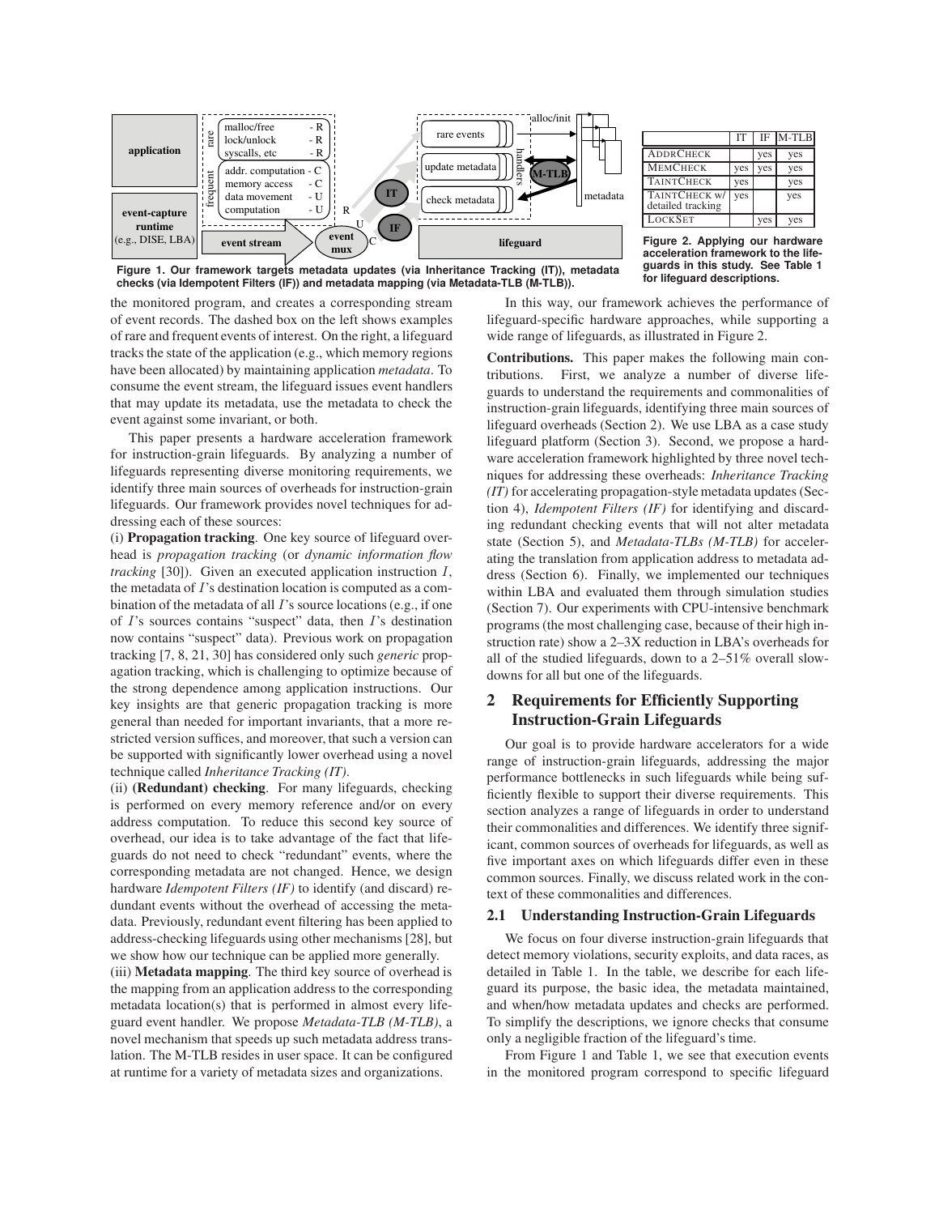Figure 1. Our framework targets metadata updates (via Inheritance Tracking (IT)), metadata checks (via Idempotent Filters (IF)) and metadata mapping (via Metadata-TLB (M-TLB)).

| | IT | IF | M-TLB |
|---|---|---|---|
| ADDRCHECK | | yes | yes |
| MEMCHECK | yes | yes | yes |
| TAINTCHECK | yes | | yes |
| TAINTCHECK w/ detailed tracking | yes | | yes |
| LOCKSET | | yes | yes |

Figure 2. Applying our hardware acceleration framework to the lifeguards in this study. See Table 1 for lifeguard descriptions.

the monitored program, and creates a corresponding stream of event records. The dashed box on the left shows examples of rare and frequent events of interest. On the right, a lifeguard tracks the state of the application (e.g., which memory regions have been allocated) by maintaining application *metadata*. To consume the event stream, the lifeguard issues event handlers that may update its metadata, use the metadata to check the event against some invariant, or both.

This paper presents a hardware acceleration framework for instruction-grain lifeguards. By analyzing a number of lifeguards representing diverse monitoring requirements, we identify three main sources of overheads for instruction-grain lifeguards. Our framework provides novel techniques for addressing each of these sources:

(i) **Propagation tracking**. One key source of lifeguard overhead is *propagation tracking* (or *dynamic information flow tracking* [30]). Given an executed application instruction $I$, the metadata of $I$'s destination location is computed as a combination of the metadata of all $I$'s source locations (e.g., if one of $I$'s sources contains "suspect" data, then $I$'s destination now contains "suspect" data). Previous work on propagation tracking [7, 8, 21, 30] has considered only such *generic* propagation tracking, which is challenging to optimize because of the strong dependence among application instructions. Our key insights are that generic propagation tracking is more general than needed for important invariants, that a more restricted version suffices, and moreover, that such a version can be supported with significantly lower overhead using a novel technique called *Inheritance Tracking (IT)*.

(ii) **(Redundant) checking**. For many lifeguards, checking is performed on every memory reference and/or on every address computation. To reduce this second key source of overhead, our idea is to take advantage of the fact that lifeguards do not need to check "redundant" events, where the corresponding metadata are not changed. Hence, we design hardware *Idempotent Filters (IF)* to identify (and discard) redundant events without the overhead of accessing the metadata. Previously, redundant event filtering has been applied to address-checking lifeguards using other mechanisms [28], but we show how our technique can be applied more generally.

(iii) **Metadata mapping**. The third key source of overhead is the mapping from an application address to the corresponding metadata location(s) that is performed in almost every lifeguard event handler. We propose *Metadata-TLB (M-TLB)*, a novel mechanism that speeds up such metadata address translation. The M-TLB resides in user space. It can be configured at runtime for a variety of metadata sizes and organizations.

In this way, our framework achieves the performance of lifeguard-specific hardware approaches, while supporting a wide range of lifeguards, as illustrated in Figure 2.

**Contributions.** This paper makes the following main contributions. First, we analyze a number of diverse lifeguards to understand the requirements and commonalities of instruction-grain lifeguards, identifying three main sources of lifeguard overheads (Section 2). We use LBA as a case study lifeguard platform (Section 3). Second, we propose a hardware acceleration framework highlighted by three novel techniques for addressing these overheads: *Inheritance Tracking (IT)* for accelerating propagation-style metadata updates (Section 4), *Idempotent Filters (IF)* for identifying and discarding redundant checking events that will not alter metadata state (Section 5), and *Metadata-TLBs (M-TLB)* for accelerating the translation from application address to metadata address (Section 6). Finally, we implemented our techniques within LBA and evaluated them through simulation studies (Section 7). Our experiments with CPU-intensive benchmark programs (the most challenging case, because of their high instruction rate) show a 2–3X reduction in LBA's overheads for all of the studied lifeguards, down to a 2–51% overall slowdowns for all but one of the lifeguards.

## 2 Requirements for Efficiently Supporting Instruction-Grain Lifeguards

Our goal is to provide hardware accelerators for a wide range of instruction-grain lifeguards, addressing the major performance bottlenecks in such lifeguards while being sufficiently flexible to support their diverse requirements. This section analyzes a range of lifeguards in order to understand their commonalities and differences. We identify three significant, common sources of overheads for lifeguards, as well as five important axes on which lifeguards differ even in these common sources. Finally, we discuss related work in the context of these commonalities and differences.

### 2.1 Understanding Instruction-Grain Lifeguards

We focus on four diverse instruction-grain lifeguards that detect memory violations, security exploits, and data races, as detailed in Table 1. In the table, we describe for each lifeguard its purpose, the basic idea, the metadata maintained, and when/how metadata updates and checks are performed. To simplify the descriptions, we ignore checks that consume only a negligible fraction of the lifeguard's time.

From Figure 1 and Table 1, we see that execution events in the monitored program correspond to specific lifeguard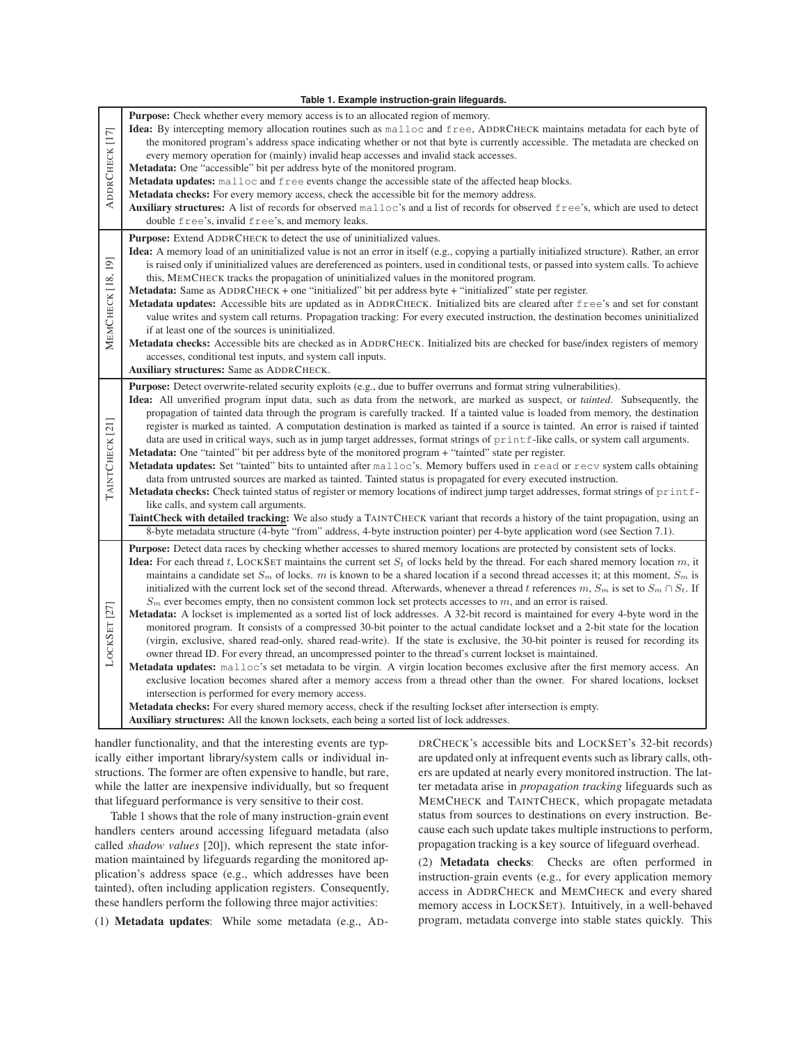**Table 1. Example instruction-grain lifeguards.**

| Lifeguard | Description |
|---|---|
| ADDRCHECK [17] | **Purpose:** Check whether every memory access is to an allocated region of memory. **Idea:** By intercepting memory allocation routines such as `malloc` and `free`, ADDRCHECK maintains metadata for each byte of the monitored program's address space indicating whether or not that byte is currently accessible. The metadata are checked on every memory operation for (mainly) invalid heap accesses and invalid stack accesses. **Metadata:** One "accessible" bit per address byte of the monitored program. **Metadata updates:** `malloc` and `free` events change the accessible state of the affected heap blocks. **Metadata checks:** For every memory access, check the accessible bit for the memory address. **Auxiliary structures:** A list of records for observed `malloc`'s and a list of records for observed `free`'s, which are used to detect double `free`'s, invalid `free`'s, and memory leaks. |
| MEMCHECK [18, 19] | **Purpose:** Extend ADDRCHECK to detect the use of uninitialized values. **Idea:** A memory load of an uninitialized value is not an error in itself (e.g., copying a partially initialized structure). Rather, an error is raised only if uninitialized values are dereferenced as pointers, used in conditional tests, or passed into system calls. To achieve this, MEMCHECK tracks the propagation of uninitialized values in the monitored program. **Metadata:** Same as ADDRCHECK + one "initialized" bit per address byte + "initialized" state per register. **Metadata updates:** Accessible bits are updated as in ADDRCHECK. Initialized bits are cleared after `free`'s and set for constant value writes and system call returns. Propagation tracking: For every executed instruction, the destination becomes uninitialized if at least one of the sources is uninitialized. **Metadata checks:** Accessible bits are checked as in ADDRCHECK. Initialized bits are checked for base/index registers of memory accesses, conditional test inputs, and system call inputs. **Auxiliary structures:** Same as ADDRCHECK. |
| TAINTCHECK [21] | **Purpose:** Detect overwrite-related security exploits (e.g., due to buffer overruns and format string vulnerabilities). **Idea:** All unverified program input data, such as data from the network, are marked as suspect, or *tainted*. Subsequently, the propagation of tainted data through the program is carefully tracked. If a tainted value is loaded from memory, the destination register is marked as tainted. A computation destination is marked as tainted if a source is tainted. An error is raised if tainted data are used in critical ways, such as in jump target addresses, format strings of `printf`-like calls, or system call arguments. **Metadata:** One "tainted" bit per address byte of the monitored program + "tainted" state per register. **Metadata updates:** Set "tainted" bits to untainted after `malloc`'s. Memory buffers used in `read` or `recv` system calls obtaining data from untrusted sources are marked as tainted. Tainted status is propagated for every executed instruction. **Metadata checks:** Check tainted status of register or memory locations of indirect jump target addresses, format strings of `printf`-like calls, and system call arguments. **<u>TaintCheck with detailed tracking:</u>** We also study a TAINTCHECK variant that records a history of the taint propagation, using an 8-byte metadata structure (4-byte "from" address, 4-byte instruction pointer) per 4-byte application word (see Section 7.1). |
| LOCKSET [27] | **Purpose:** Detect data races by checking whether accesses to shared memory locations are protected by consistent sets of locks. **Idea:** For each thread $t$, LOCKSET maintains the current set $S_t$ of locks held by the thread. For each shared memory location $m$, it maintains a candidate set $S_m$ of locks. $m$ is known to be a shared location if a second thread accesses it; at this moment, $S_m$ is initialized with the current lock set of the second thread. Afterwards, whenever a thread $t$ references $m$, $S_m$ is set to $S_m \cap S_t$. If $S_m$ ever becomes empty, then no consistent common lock set protects accesses to $m$, and an error is raised. **Metadata:** A lockset is implemented as a sorted list of lock addresses. A 32-bit record is maintained for every 4-byte word in the monitored program. It consists of a compressed 30-bit pointer to the actual candidate lockset and a 2-bit state for the location (virgin, exclusive, shared read-only, shared read-write). If the state is exclusive, the 30-bit pointer is reused for recording its owner thread ID. For every thread, an uncompressed pointer to the thread's current lockset is maintained. **Metadata updates:** `malloc`'s set metadata to be virgin. A virgin location becomes exclusive after the first memory access. An exclusive location becomes shared after a memory access from a thread other than the owner. For shared locations, lockset intersection is performed for every memory access. **Metadata checks:** For every shared memory access, check if the resulting lockset after intersection is empty. **Auxiliary structures:** All the known locksets, each being a sorted list of lock addresses. |

handler functionality, and that the interesting events are typically either important library/system calls or individual instructions. The former are often expensive to handle, but rare, while the latter are inexpensive individually, but so frequent that lifeguard performance is very sensitive to their cost.

Table 1 shows that the role of many instruction-grain event handlers centers around accessing lifeguard metadata (also called *shadow values* [20]), which represent the state information maintained by lifeguards regarding the monitored application's address space (e.g., which addresses have been tainted), often including application registers. Consequently, these handlers perform the following three major activities:

(1) **Metadata updates**: While some metadata (e.g., ADDRCHECK's accessible bits and LOCKSET's 32-bit records) are updated only at infrequent events such as library calls, others are updated at nearly every monitored instruction. The latter metadata arise in *propagation tracking* lifeguards such as MEMCHECK and TAINTCHECK, which propagate metadata status from sources to destinations on every instruction. Because each such update takes multiple instructions to perform, propagation tracking is a key source of lifeguard overhead.

(2) **Metadata checks**: Checks are often performed in instruction-grain events (e.g., for every application memory access in ADDRCHECK and MEMCHECK and every shared memory access in LOCKSET). Intuitively, in a well-behaved program, metadata converge into stable states quickly. This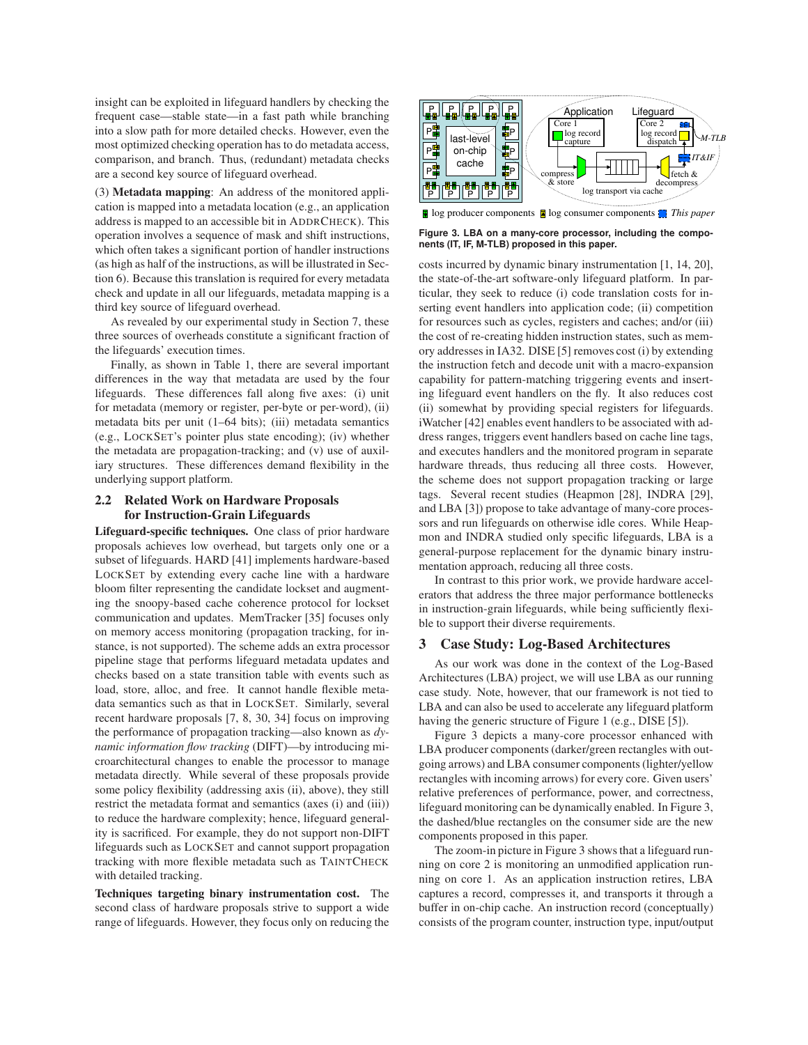insight can be exploited in lifeguard handlers by checking the frequent case—stable state—in a fast path while branching into a slow path for more detailed checks. However, even the most optimized checking operation has to do metadata access, comparison, and branch. Thus, (redundant) metadata checks are a second key source of lifeguard overhead.

(3) **Metadata mapping**: An address of the monitored application is mapped into a metadata location (e.g., an application address is mapped to an accessible bit in ADDRCHECK). This operation involves a sequence of mask and shift instructions, which often takes a significant portion of handler instructions (as high as half of the instructions, as will be illustrated in Section 6). Because this translation is required for every metadata check and update in all our lifeguards, metadata mapping is a third key source of lifeguard overhead.

As revealed by our experimental study in Section 7, these three sources of overheads constitute a significant fraction of the lifeguards' execution times.

Finally, as shown in Table 1, there are several important differences in the way that metadata are used by the four lifeguards. These differences fall along five axes: (i) unit for metadata (memory or register, per-byte or per-word), (ii) metadata bits per unit (1–64 bits); (iii) metadata semantics (e.g., LOCKSET's pointer plus state encoding); (iv) whether the metadata are propagation-tracking; and (v) use of auxiliary structures. These differences demand flexibility in the underlying support platform.

### 2.2 Related Work on Hardware Proposals for Instruction-Grain Lifeguards

**Lifeguard-specific techniques.** One class of prior hardware proposals achieves low overhead, but targets only one or a subset of lifeguards. HARD [41] implements hardware-based LOCKSET by extending every cache line with a hardware bloom filter representing the candidate lockset and augmenting the snoopy-based cache coherence protocol for lockset communication and updates. MemTracker [35] focuses only on memory access monitoring (propagation tracking, for instance, is not supported). The scheme adds an extra processor pipeline stage that performs lifeguard metadata updates and checks based on a state transition table with events such as load, store, alloc, and free. It cannot handle flexible metadata semantics such as that in LOCKSET. Similarly, several recent hardware proposals [7, 8, 30, 34] focus on improving the performance of propagation tracking—also known as *dynamic information flow tracking* (DIFT)—by introducing microarchitectural changes to enable the processor to manage metadata directly. While several of these proposals provide some policy flexibility (addressing axis (ii), above), they still restrict the metadata format and semantics (axes (i) and (iii)) to reduce the hardware complexity; hence, lifeguard generality is sacrificed. For example, they do not support non-DIFT lifeguards such as LOCKSET and cannot support propagation tracking with more flexible metadata such as TAINTCHECK with detailed tracking.

**Techniques targeting binary instrumentation cost.** The second class of hardware proposals strive to support a wide range of lifeguards. However, they focus only on reducing the costs incurred by dynamic binary instrumentation [1, 14, 20], the state-of-the-art software-only lifeguard platform. In particular, they seek to reduce (i) code translation costs for inserting event handlers into application code; (ii) competition for resources such as cycles, registers and caches; and/or (iii) the cost of re-creating hidden instruction states, such as memory addresses in IA32. DISE [5] removes cost (i) by extending the instruction fetch and decode unit with a macro-expansion capability for pattern-matching triggering events and inserting lifeguard event handlers on the fly. It also reduces cost (ii) somewhat by providing special registers for lifeguards. iWatcher [42] enables event handlers to be associated with address ranges, triggers event handlers based on cache line tags, and executes handlers and the monitored program in separate hardware threads, thus reducing all three costs. However, the scheme does not support propagation tracking or large tags. Several recent studies (Heapmon [28], INDRA [29], and LBA [3]) propose to take advantage of many-core processors and run lifeguards on otherwise idle cores. While Heapmon and INDRA studied only specific lifeguards, LBA is a general-purpose replacement for the dynamic binary instrumentation approach, reducing all three costs.

In contrast to this prior work, we provide hardware accelerators that address the three major performance bottlenecks in instruction-grain lifeguards, while being sufficiently flexible to support their diverse requirements.

## 3 Case Study: Log-Based Architectures

**Figure 3. LBA on a many-core processor, including the components (IT, IF, M-TLB) proposed in this paper.**

As our work was done in the context of the Log-Based Architectures (LBA) project, we will use LBA as our running case study. Note, however, that our framework is not tied to LBA and can also be used to accelerate any lifeguard platform having the generic structure of Figure 1 (e.g., DISE [5]).

Figure 3 depicts a many-core processor enhanced with LBA producer components (darker/green rectangles with outgoing arrows) and LBA consumer components (lighter/yellow rectangles with incoming arrows) for every core. Given users' relative preferences of performance, power, and correctness, lifeguard monitoring can be dynamically enabled. In Figure 3, the dashed/blue rectangles on the consumer side are the new components proposed in this paper.

The zoom-in picture in Figure 3 shows that a lifeguard running on core 2 is monitoring an unmodified application running on core 1. As an application instruction retires, LBA captures a record, compresses it, and transports it through a buffer in on-chip cache. An instruction record (conceptually) consists of the program counter, instruction type, input/output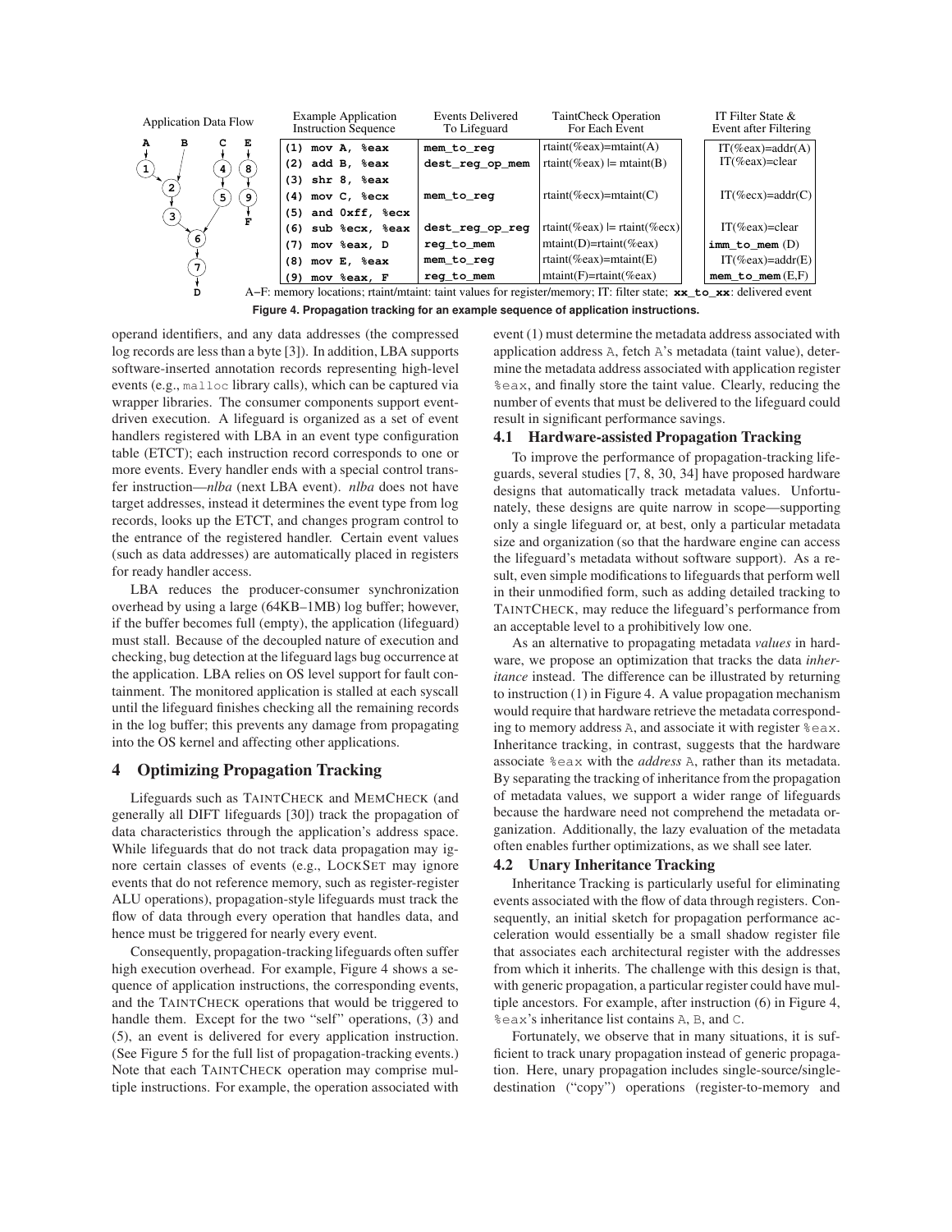| Example Application Instruction Sequence | Events Delivered To Lifeguard | TaintCheck Operation For Each Event | IT Filter State & Event after Filtering |
|---|---|---|---|
| (1) mov A, %eax | mem_to_reg | rtaint(%eax)=mtaint(A) | IT(%eax)=addr(A) |
| (2) add B, %eax | dest_reg_op_mem | rtaint(%eax) \|= mtaint(B) | IT(%eax)=clear |
| (3) shr 8, %eax | | | |
| (4) mov C, %ecx | mem_to_reg | rtaint(%ecx)=mtaint(C) | IT(%ecx)=addr(C) |
| (5) and 0xff, %ecx | | | |
| (6) sub %ecx, %eax | dest_reg_op_reg | rtaint(%eax) \|= rtaint(%ecx) | IT(%eax)=clear |
| (7) mov %eax, D | reg_to_mem | mtaint(D)=rtaint(%eax) | **imm_to_mem** (D) |
| (8) mov E, %eax | mem_to_reg | rtaint(%eax)=mtaint(E) | IT(%eax)=addr(E) |
| (9) mov %eax, F | reg_to_mem | mtaint(F)=rtaint(%eax) | **mem_to_mem** (E,F) |

A–F: memory locations; rtaint/mtaint: taint values for register/memory; IT: filter state; **xx_to_xx**: delivered event

**Figure 4. Propagation tracking for an example sequence of application instructions.**

operand identifiers, and any data addresses (the compressed log records are less than a byte [3]). In addition, LBA supports software-inserted annotation records representing high-level events (e.g., malloc library calls), which can be captured via wrapper libraries. The consumer components support event-driven execution. A lifeguard is organized as a set of event handlers registered with LBA in an event type configuration table (ETCT); each instruction record corresponds to one or more events. Every handler ends with a special control transfer instruction—*nlba* (next LBA event). *nlba* does not have target addresses, instead it determines the event type from log records, looks up the ETCT, and changes program control to the entrance of the registered handler. Certain event values (such as data addresses) are automatically placed in registers for ready handler access.

LBA reduces the producer-consumer synchronization overhead by using a large (64KB–1MB) log buffer; however, if the buffer becomes full (empty), the application (lifeguard) must stall. Because of the decoupled nature of execution and checking, bug detection at the lifeguard lags bug occurrence at the application. LBA relies on OS level support for fault containment. The monitored application is stalled at each syscall until the lifeguard finishes checking all the remaining records in the log buffer; this prevents any damage from propagating into the OS kernel and affecting other applications.

## 4 Optimizing Propagation Tracking

Lifeguards such as TAINTCHECK and MEMCHECK (and generally all DIFT lifeguards [30]) track the propagation of data characteristics through the application's address space. While lifeguards that do not track data propagation may ignore certain classes of events (e.g., LOCKSET may ignore events that do not reference memory, such as register-register ALU operations), propagation-style lifeguards must track the flow of data through every operation that handles data, and hence must be triggered for nearly every event.

Consequently, propagation-tracking lifeguards often suffer high execution overhead. For example, Figure 4 shows a sequence of application instructions, the corresponding events, and the TAINTCHECK operations that would be triggered to handle them. Except for the two "self" operations, (3) and (5), an event is delivered for every application instruction. (See Figure 5 for the full list of propagation-tracking events.) Note that each TAINTCHECK operation may comprise multiple instructions. For example, the operation associated with event (1) must determine the metadata address associated with application address A, fetch A's metadata (taint value), determine the metadata address associated with application register %eax, and finally store the taint value. Clearly, reducing the number of events that must be delivered to the lifeguard could result in significant performance savings.

### 4.1 Hardware-assisted Propagation Tracking

To improve the performance of propagation-tracking lifeguards, several studies [7, 8, 30, 34] have proposed hardware designs that automatically track metadata values. Unfortunately, these designs are quite narrow in scope—supporting only a single lifeguard or, at best, only a particular metadata size and organization (so that the hardware engine can access the lifeguard's metadata without software support). As a result, even simple modifications to lifeguards that perform well in their unmodified form, such as adding detailed tracking to TAINTCHECK, may reduce the lifeguard's performance from an acceptable level to a prohibitively low one.

As an alternative to propagating metadata *values* in hardware, we propose an optimization that tracks the data *inheritance* instead. The difference can be illustrated by returning to instruction (1) in Figure 4. A value propagation mechanism would require that hardware retrieve the metadata corresponding to memory address A, and associate it with register %eax. Inheritance tracking, in contrast, suggests that the hardware associate %eax with the *address* A, rather than its metadata. By separating the tracking of inheritance from the propagation of metadata values, we support a wider range of lifeguards because the hardware need not comprehend the metadata organization. Additionally, the lazy evaluation of the metadata often enables further optimizations, as we shall see later.

### 4.2 Unary Inheritance Tracking

Inheritance Tracking is particularly useful for eliminating events associated with the flow of data through registers. Consequently, an initial sketch for propagation performance acceleration would essentially be a small shadow register file that associates each architectural register with the addresses from which it inherits. The challenge with this design is that, with generic propagation, a particular register could have multiple ancestors. For example, after instruction (6) in Figure 4, %eax's inheritance list contains A, B, and C.

Fortunately, we observe that in many situations, it is sufficient to track unary propagation instead of generic propagation. Here, unary propagation includes single-source/single-destination ("copy") operations (register-to-memory and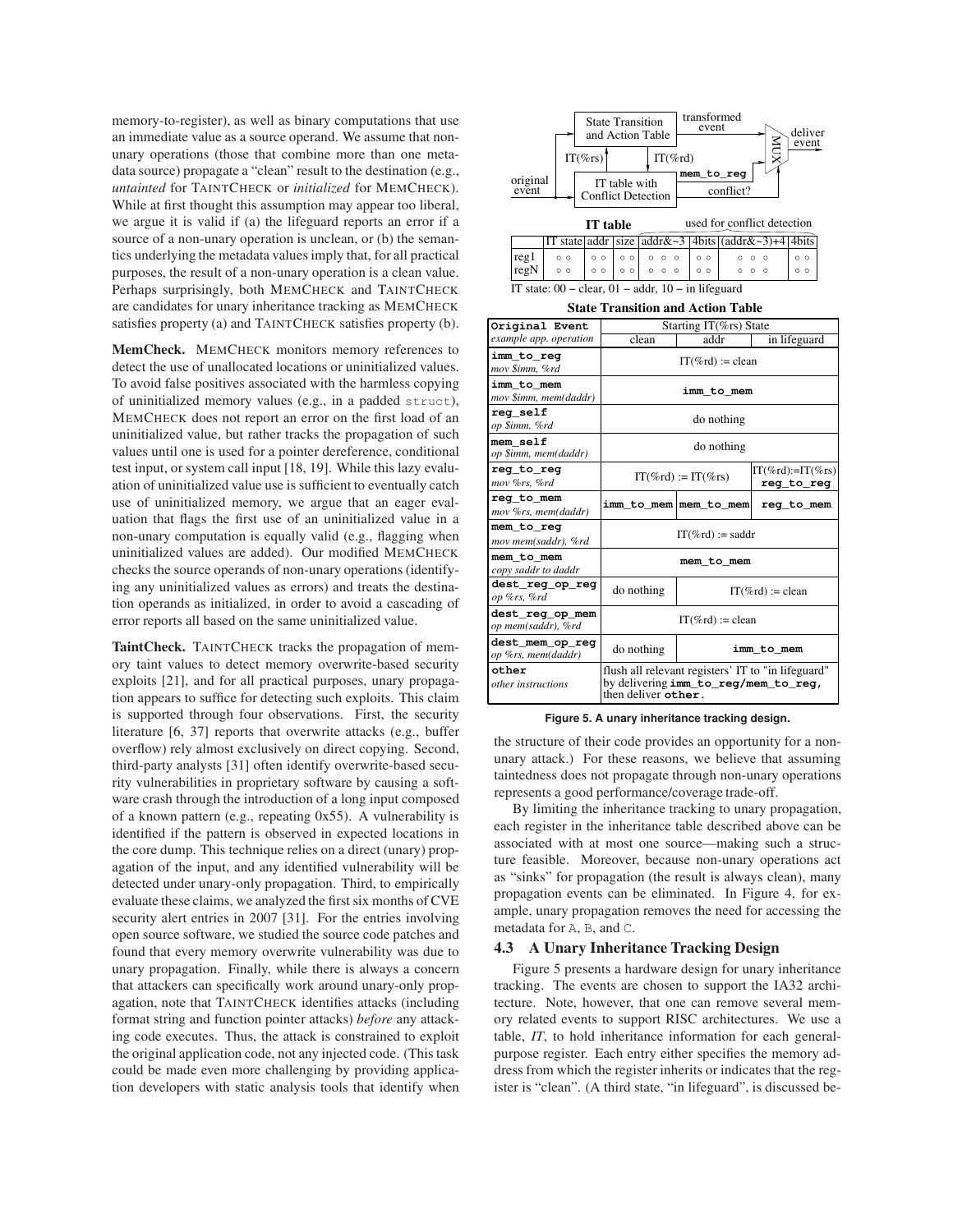memory-to-register), as well as binary computations that use an immediate value as a source operand. We assume that non-unary operations (those that combine more than one metadata source) propagate a "clean" result to the destination (e.g., *untainted* for TAINTCHECK or *initialized* for MEMCHECK). While at first thought this assumption may appear too liberal, we argue it is valid if (a) the lifeguard reports an error if a source of a non-unary operation is unclean, or (b) the semantics underlying the metadata values imply that, for all practical purposes, the result of a non-unary operation is a clean value. Perhaps surprisingly, both MEMCHECK and TAINTCHECK are candidates for unary inheritance tracking as MEMCHECK satisfies property (a) and TAINTCHECK satisfies property (b).

**MemCheck.** MEMCHECK monitors memory references to detect the use of unallocated locations or uninitialized values. To avoid false positives associated with the harmless copying of uninitialized memory values (e.g., in a padded `struct`), MEMCHECK does not report an error on the first load of an uninitialized value, but rather tracks the propagation of such values until one is used for a pointer dereference, conditional test input, or system call input [18, 19]. While this lazy evaluation of uninitialized value use is sufficient to eventually catch use of uninitialized memory, we argue that an eager evaluation that flags the first use of an uninitialized value in a non-unary computation is equally valid (e.g., flagging when uninitialized values are added). Our modified MEMCHECK checks the source operands of non-unary operations (identifying any uninitialized values as errors) and treats the destination operands as initialized, in order to avoid a cascading of error reports all based on the same uninitialized value.

**TaintCheck.** TAINTCHECK tracks the propagation of memory taint values to detect memory overwrite-based security exploits [21], and for all practical purposes, unary propagation appears to suffice for detecting such exploits. This claim is supported through four observations. First, the security literature [6, 37] reports that overwrite attacks (e.g., buffer overflow) rely almost exclusively on direct copying. Second, third-party analysts [31] often identify overwrite-based security vulnerabilities in proprietary software by causing a software crash through the introduction of a long input composed of a known pattern (e.g., repeating 0x55). A vulnerability is identified if the pattern is observed in expected locations in the core dump. This technique relies on a direct (unary) propagation of the input, and any identified vulnerability will be detected under unary-only propagation. Third, to empirically evaluate these claims, we analyzed the first six months of CVE security alert entries in 2007 [31]. For the entries involving open source software, we studied the source code patches and found that every memory overwrite vulnerability was due to unary propagation. Finally, while there is always a concern that attackers can specifically work around unary-only propagation, note that TAINTCHECK identifies attacks (including format string and function pointer attacks) *before* any attacking code executes. Thus, the attack is constrained to exploit the original application code, not any injected code. (This task could be made even more challenging by providing application developers with static analysis tools that identify when the structure of their code provides an opportunity for a non-unary attack.) For these reasons, we believe that assuming taintedness does not propagate through non-unary operations represents a good performance/coverage trade-off.

By limiting the inheritance tracking to unary propagation, each register in the inheritance table described above can be associated with at most one source—making such a structure feasible. Moreover, because non-unary operations act as "sinks" for propagation (the result is always clean), many propagation events can be eliminated. In Figure 4, for example, unary propagation removes the need for accessing the metadata for `A`, `B`, and `C`.

**IT table**

| | IT state | addr | size | addr&~3 | 4bits | (addr&~3)+4 | 4bits |
|---|---|---|---|---|---|---|---|
| reg1 | ○ ○ | ○ ○ | ○ ○ | ○ ○ ○ | ○ ○ | ○ ○ ○ | ○ ○ |
| regN | ○ ○ | ○ ○ | ○ ○ | ○ ○ ○ | ○ ○ | ○ ○ ○ | ○ ○ |

(addr&~3 through the last 4bits: used for conflict detection)

IT state: 00 – clear, 01 – addr, 10 – in lifeguard

**State Transition and Action Table**

| Original Event / *example app. operation* | Starting IT(%rs) State: clean | addr | in lifeguard |
|---|---|---|---|
| **imm_to_reg** *mov $imm, %rd* | IT(%rd) := clean | | |
| **imm_to_mem** *mov $imm, mem(daddr)* | **imm_to_mem** | | |
| **reg_self** *op $imm, %rd* | do nothing | | |
| **mem_self** *op $imm, mem(daddr)* | do nothing | | |
| **reg_to_reg** *mov %rs, %rd* | IT(%rd) := IT(%rs) | | IT(%rd):=IT(%rs) **reg_to_reg** |
| **reg_to_mem** *mov %rs, mem(daddr)* | **imm_to_mem** | **mem_to_mem** | **reg_to_mem** |
| **mem_to_reg** *mov mem(saddr), %rd* | IT(%rd) := saddr | | |
| **mem_to_mem** *copy saddr to daddr* | **mem_to_mem** | | |
| **dest_reg_op_reg** *op %rs, %rd* | do nothing | IT(%rd) := clean | |
| **dest_reg_op_mem** *op mem(saddr), %rd* | IT(%rd) := clean | | |
| **dest_mem_op_reg** *op %rs, mem(daddr)* | do nothing | **imm_to_mem** | |
| **other** *other instructions* | flush all relevant registers' IT to "in lifeguard" by delivering **imm_to_reg/mem_to_reg**, then deliver **other**. | | |

**Figure 5. A unary inheritance tracking design.**

### 4.3 A Unary Inheritance Tracking Design

Figure 5 presents a hardware design for unary inheritance tracking. The events are chosen to support the IA32 architecture. Note, however, that one can remove several memory related events to support RISC architectures. We use a table, *IT*, to hold inheritance information for each general-purpose register. Each entry either specifies the memory address from which the register inherits or indicates that the register is "clean". (A third state, "in lifeguard", is discussed be-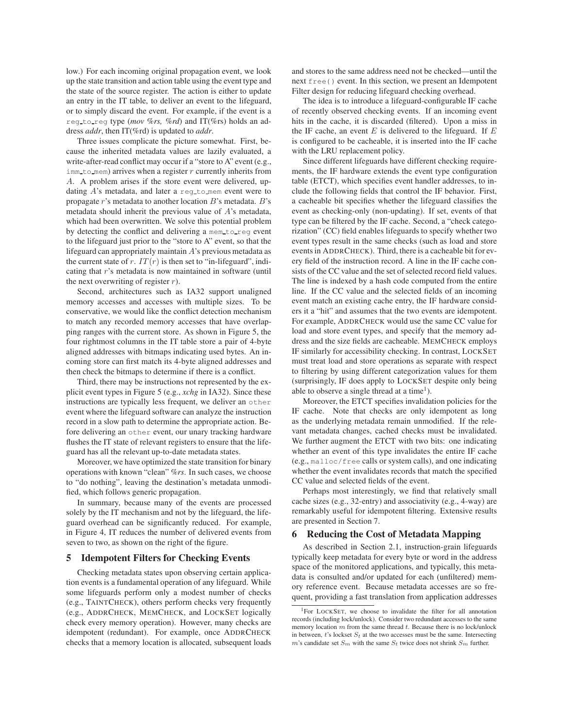low.) For each incoming original propagation event, we look up the state transition and action table using the event type and the state of the source register. The action is either to update an entry in the IT table, to deliver an event to the lifeguard, or to simply discard the event. For example, if the event is a `reg_to_reg` type (*mov %rs, %rd*) and IT(%rs) holds an address *addr*, then IT(%rd) is updated to *addr*.

Three issues complicate the picture somewhat. First, because the inherited metadata values are lazily evaluated, a write-after-read conflict may occur if a "store to A" event (e.g., `imm_to_mem`) arrives when a register $r$ currently inherits from $A$. A problem arises if the store event were delivered, updating $A$'s metadata, and later a `reg_to_mem` event were to propagate $r$'s metadata to another location $B$'s metadata. $B$'s metadata should inherit the previous value of $A$'s metadata, which had been overwritten. We solve this potential problem by detecting the conflict and delivering a `mem_to_reg` event to the lifeguard just prior to the "store to A" event, so that the lifeguard can appropriately maintain $A$'s previous metadata as the current state of $r$. $IT(r)$ is then set to "in-lifeguard", indicating that $r$'s metadata is now maintained in software (until the next overwriting of register $r$).

Second, architectures such as IA32 support unaligned memory accesses and accesses with multiple sizes. To be conservative, we would like the conflict detection mechanism to match any recorded memory accesses that have overlapping ranges with the current store. As shown in Figure 5, the four rightmost columns in the IT table store a pair of 4-byte aligned addresses with bitmaps indicating used bytes. An incoming store can first match its 4-byte aligned addresses and then check the bitmaps to determine if there is a conflict.

Third, there may be instructions not represented by the explicit event types in Figure 5 (e.g., *xchg* in IA32). Since these instructions are typically less frequent, we deliver an `other` event where the lifeguard software can analyze the instruction record in a slow path to determine the appropriate action. Before delivering an `other` event, our unary tracking hardware flushes the IT state of relevant registers to ensure that the lifeguard has all the relevant up-to-date metadata states.

Moreover, we have optimized the state transition for binary operations with known "clean" *%rs*. In such cases, we choose to "do nothing", leaving the destination's metadata unmodified, which follows generic propagation.

In summary, because many of the events are processed solely by the IT mechanism and not by the lifeguard, the lifeguard overhead can be significantly reduced. For example, in Figure 4, IT reduces the number of delivered events from seven to two, as shown on the right of the figure.

## 5 Idempotent Filters for Checking Events

Checking metadata states upon observing certain application events is a fundamental operation of any lifeguard. While some lifeguards perform only a modest number of checks (e.g., TAINTCHECK), others perform checks very frequently (e.g., ADDRCHECK, MEMCHECK, and LOCKSET logically check every memory operation). However, many checks are idempotent (redundant). For example, once ADDRCHECK checks that a memory location is allocated, subsequent loads and stores to the same address need not be checked—until the next `free()` event. In this section, we present an Idempotent Filter design for reducing lifeguard checking overhead.

The idea is to introduce a lifeguard-configurable IF cache of recently observed checking events. If an incoming event hits in the cache, it is discarded (filtered). Upon a miss in the IF cache, an event $E$ is delivered to the lifeguard. If $E$ is configured to be cacheable, it is inserted into the IF cache with the LRU replacement policy.

Since different lifeguards have different checking requirements, the IF hardware extends the event type configuration table (ETCT), which specifies event handler addresses, to include the following fields that control the IF behavior. First, a cacheable bit specifies whether the lifeguard classifies the event as checking-only (non-updating). If set, events of that type can be filtered by the IF cache. Second, a "check categorization" (CC) field enables lifeguards to specify whether two event types result in the same checks (such as load and store events in ADDRCHECK). Third, there is a cacheable bit for every field of the instruction record. A line in the IF cache consists of the CC value and the set of selected record field values. The line is indexed by a hash code computed from the entire line. If the CC value and the selected fields of an incoming event match an existing cache entry, the IF hardware considers it a "hit" and assumes that the two events are idempotent. For example, ADDRCHECK would use the same CC value for load and store event types, and specify that the memory address and the size fields are cacheable. MEMCHECK employs IF similarly for accessibility checking. In contrast, LOCKSET must treat load and store operations as separate with respect to filtering by using different categorization values for them (surprisingly, IF does apply to LOCKSET despite only being able to observe a single thread at a time[1]).

Moreover, the ETCT specifies invalidation policies for the IF cache. Note that checks are only idempotent as long as the underlying metadata remain unmodified. If the relevant metadata changes, cached checks must be invalidated. We further augment the ETCT with two bits: one indicating whether an event of this type invalidates the entire IF cache (e.g., `malloc`/`free` calls or system calls), and one indicating whether the event invalidates records that match the specified CC value and selected fields of the event.

Perhaps most interestingly, we find that relatively small cache sizes (e.g., 32-entry) and associativity (e.g., 4-way) are remarkably useful for idempotent filtering. Extensive results are presented in Section 7.

## 6 Reducing the Cost of Metadata Mapping

As described in Section 2.1, instruction-grain lifeguards typically keep metadata for every byte or word in the address space of the monitored applications, and typically, this metadata is consulted and/or updated for each (unfiltered) memory reference event. Because metadata accesses are so frequent, providing a fast translation from application addresses

[1] For LOCKSET, we choose to invalidate the filter for all annotation records (including lock/unlock). Consider two redundant accesses to the same memory location $m$ from the same thread $t$. Because there is no lock/unlock in between, $t$'s lockset $S_t$ at the two accesses must be the same. Intersecting $m$'s candidate set $S_m$ with the same $S_t$ twice does not shrink $S_m$ further.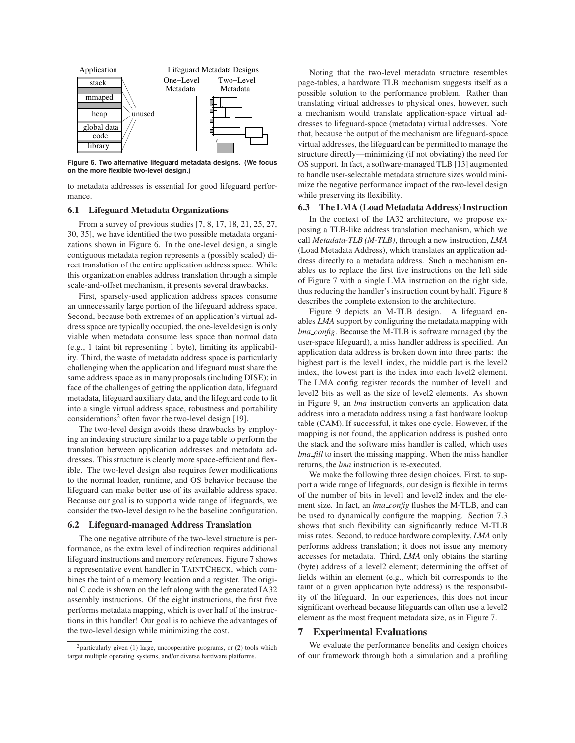Figure 6. Two alternative lifeguard metadata designs. (We focus on the more flexible two-level design.)

to metadata addresses is essential for good lifeguard performance.

### 6.1 Lifeguard Metadata Organizations

From a survey of previous studies [7, 8, 17, 18, 21, 25, 27, 30, 35], we have identified the two possible metadata organizations shown in Figure 6. In the one-level design, a single contiguous metadata region represents a (possibly scaled) direct translation of the entire application address space. While this organization enables address translation through a simple scale-and-offset mechanism, it presents several drawbacks.

First, sparsely-used application address spaces consume an unnecessarily large portion of the lifeguard address space. Second, because both extremes of an application's virtual address space are typically occupied, the one-level design is only viable when metadata consume less space than normal data (e.g., 1 taint bit representing 1 byte), limiting its applicability. Third, the waste of metadata address space is particularly challenging when the application and lifeguard must share the same address space as in many proposals (including DISE); in face of the challenges of getting the application data, lifeguard metadata, lifeguard auxiliary data, and the lifeguard code to fit into a single virtual address space, robustness and portability considerations[2] often favor the two-level design [19].

The two-level design avoids these drawbacks by employing an indexing structure similar to a page table to perform the translation between application addresses and metadata addresses. This structure is clearly more space-efficient and flexible. The two-level design also requires fewer modifications to the normal loader, runtime, and OS behavior because the lifeguard can make better use of its available address space. Because our goal is to support a wide range of lifeguards, we consider the two-level design to be the baseline configuration.

### 6.2 Lifeguard-managed Address Translation

The one negative attribute of the two-level structure is performance, as the extra level of indirection requires additional lifeguard instructions and memory references. Figure 7 shows a representative event handler in TAINTCHECK, which combines the taint of a memory location and a register. The original C code is shown on the left along with the generated IA32 assembly instructions. Of the eight instructions, the first five performs metadata mapping, which is over half of the instructions in this handler! Our goal is to achieve the advantages of the two-level design while minimizing the cost.

[2] particularly given (1) large, uncooperative programs, or (2) tools which target multiple operating systems, and/or diverse hardware platforms.

Noting that the two-level metadata structure resembles page-tables, a hardware TLB mechanism suggests itself as a possible solution to the performance problem. Rather than translating virtual addresses to physical ones, however, such a mechanism would translate application-space virtual addresses to lifeguard-space (metadata) virtual addresses. Note that, because the output of the mechanism are lifeguard-space virtual addresses, the lifeguard can be permitted to manage the structure directly—minimizing (if not obviating) the need for OS support. In fact, a software-managed TLB [13] augmented to handle user-selectable metadata structure sizes would minimize the negative performance impact of the two-level design while preserving its flexibility.

### 6.3 The LMA (Load Metadata Address) Instruction

In the context of the IA32 architecture, we propose exposing a TLB-like address translation mechanism, which we call *Metadata-TLB (M-TLB)*, through a new instruction, *LMA* (Load Metadata Address), which translates an application address directly to a metadata address. Such a mechanism enables us to replace the first five instructions on the left side of Figure 7 with a single LMA instruction on the right side, thus reducing the handler's instruction count by half. Figure 8 describes the complete extension to the architecture.

Figure 9 depicts an M-TLB design. A lifeguard enables *LMA* support by configuring the metadata mapping with *lma_config*. Because the M-TLB is software managed (by the user-space lifeguard), a miss handler address is specified. An application data address is broken down into three parts: the highest part is the level1 index, the middle part is the level2 index, the lowest part is the index into each level2 element. The LMA config register records the number of level1 and level2 bits as well as the size of level2 elements. As shown in Figure 9, an *lma* instruction converts an application data address into a metadata address using a fast hardware lookup table (CAM). If successful, it takes one cycle. However, if the mapping is not found, the application address is pushed onto the stack and the software miss handler is called, which uses *lma_fill* to insert the missing mapping. When the miss handler returns, the *lma* instruction is re-executed.

We make the following three design choices. First, to support a wide range of lifeguards, our design is flexible in terms of the number of bits in level1 and level2 index and the element size. In fact, an *lma_config* flushes the M-TLB, and can be used to dynamically configure the mapping. Section 7.3 shows that such flexibility can significantly reduce M-TLB miss rates. Second, to reduce hardware complexity, *LMA* only performs address translation; it does not issue any memory accesses for metadata. Third, *LMA* only obtains the starting (byte) address of a level2 element; determining the offset of fields within an element (e.g., which bit corresponds to the taint of a given application byte address) is the responsibility of the lifeguard. In our experiences, this does not incur significant overhead because lifeguards can often use a level2 element as the most frequent metadata size, as in Figure 7.

## 7 Experimental Evaluations

We evaluate the performance benefits and design choices of our framework through both a simulation and a profiling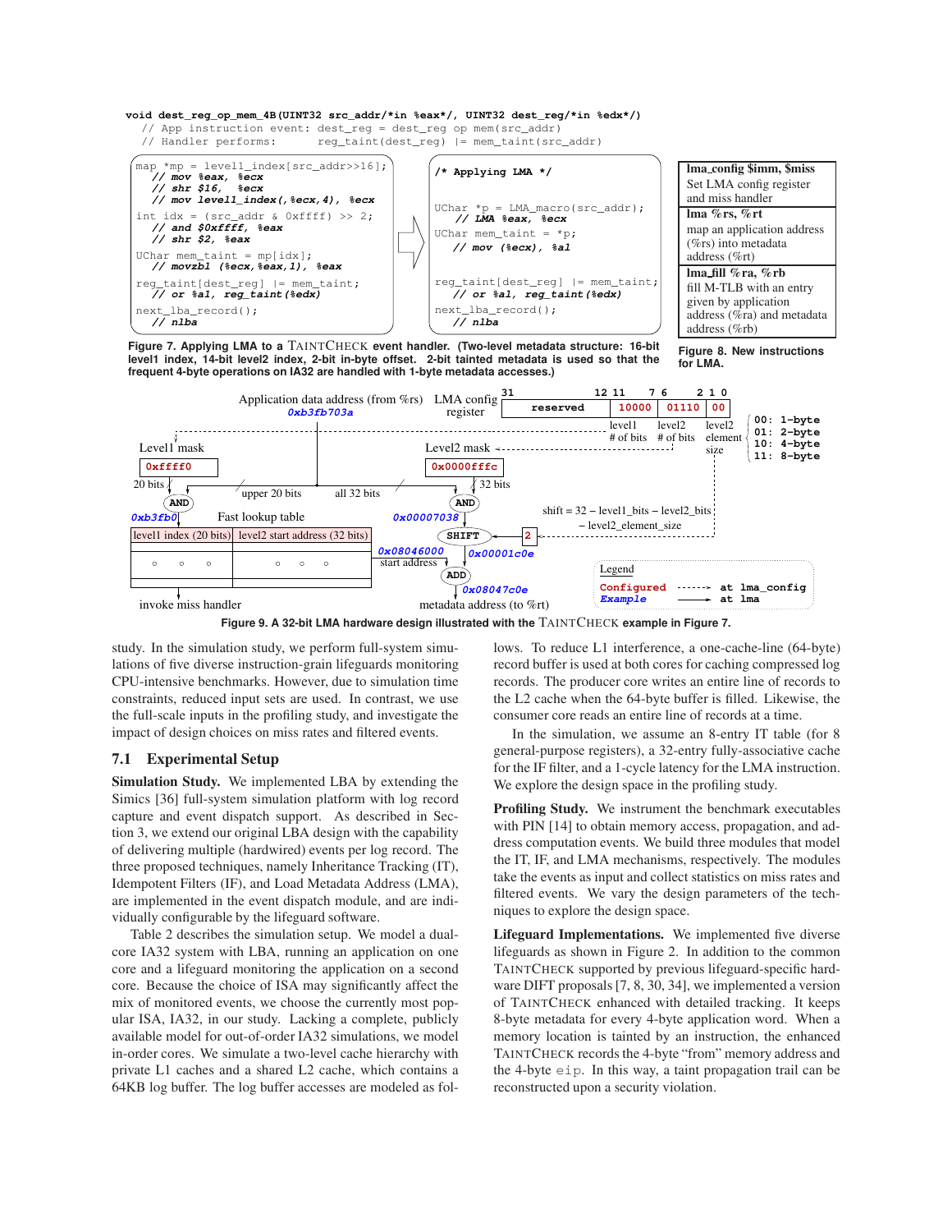```
void dest_reg_op_mem_4B(UINT32 src_addr/*in %eax*/, UINT32 dest_reg/*in %edx*/)
  // App instruction event: dest_reg = dest_reg op mem(src_addr)
  // Handler performs:      reg_taint(dest_reg) |= mem_taint(src_addr)
```

```
map *mp = level1_index[src_addr>>16];
  // mov %eax, %ecx
  // shr $16,  %ecx
  // mov level1_index(,%ecx,4), %ecx
int idx = (src_addr & 0xffff) >> 2;
  // and $0xffff, %eax
  // shr $2, %eax
UChar mem_taint = mp[idx];
  // movzbl (%ecx,%eax,1), %eax
reg_taint[dest_reg] |= mem_taint;
  // or %al, reg_taint(%edx)
next_lba_record();
  // nlba
```

```
/* Applying LMA */

UChar *p = LMA_macro(src_addr);
  // LMA %eax, %ecx
UChar mem_taint = *p;
  // mov (%ecx), %al

reg_taint[dest_reg] |= mem_taint;
  // or %al, reg_taint(%edx)
next_lba_record();
  // nlba
```

**Figure 7. Applying LMA to a TAINTCHECK event handler. (Two-level metadata structure: 16-bit level1 index, 14-bit level2 index, 2-bit in-byte offset. 2-bit tainted metadata is used so that the frequent 4-byte operations on IA32 are handled with 1-byte metadata accesses.)**

| |
|---|
| **lma_config $imm, $miss** Set LMA config register and miss handler |
| **lma %rs, %rt** map an application address (%rs) into metadata address (%rt) |
| **lma_fill %ra, %rb** fill M-TLB with an entry given by application address (%ra) and metadata address (%rb) |

**Figure 8. New instructions for LMA.**

**Figure 9. A 32-bit LMA hardware design illustrated with the TAINTCHECK example in Figure 7.**

study. In the simulation study, we perform full-system simulations of five diverse instruction-grain lifeguards monitoring CPU-intensive benchmarks. However, due to simulation time constraints, reduced input sets are used. In contrast, we use the full-scale inputs in the profiling study, and investigate the impact of design choices on miss rates and filtered events.

## 7.1 Experimental Setup

**Simulation Study.** We implemented LBA by extending the Simics [36] full-system simulation platform with log record capture and event dispatch support. As described in Section 3, we extend our original LBA design with the capability of delivering multiple (hardwired) events per log record. The three proposed techniques, namely Inheritance Tracking (IT), Idempotent Filters (IF), and Load Metadata Address (LMA), are implemented in the event dispatch module, and are individually configurable by the lifeguard software.

Table 2 describes the simulation setup. We model a dual-core IA32 system with LBA, running an application on one core and a lifeguard monitoring the application on a second core. Because the choice of ISA may significantly affect the mix of monitored events, we choose the currently most popular ISA, IA32, in our study. Lacking a complete, publicly available model for out-of-order IA32 simulations, we model in-order cores. We simulate a two-level cache hierarchy with private L1 caches and a shared L2 cache, which contains a 64KB log buffer. The log buffer accesses are modeled as follows. To reduce L1 interference, a one-cache-line (64-byte) record buffer is used at both cores for caching compressed log records. The producer core writes an entire line of records to the L2 cache when the 64-byte buffer is filled. Likewise, the consumer core reads an entire line of records at a time.

In the simulation, we assume an 8-entry IT table (for 8 general-purpose registers), a 32-entry fully-associative cache for the IF filter, and a 1-cycle latency for the LMA instruction. We explore the design space in the profiling study.

**Profiling Study.** We instrument the benchmark executables with PIN [14] to obtain memory access, propagation, and address computation events. We build three modules that model the IT, IF, and LMA mechanisms, respectively. The modules take the events as input and collect statistics on miss rates and filtered events. We vary the design parameters of the techniques to explore the design space.

**Lifeguard Implementations.** We implemented five diverse lifeguards as shown in Figure 2. In addition to the common TAINTCHECK supported by previous lifeguard-specific hardware DIFT proposals [7, 8, 30, 34], we implemented a version of TAINTCHECK enhanced with detailed tracking. It keeps 8-byte metadata for every 4-byte application word. When a memory location is tainted by an instruction, the enhanced TAINTCHECK records the 4-byte "from" memory address and the 4-byte eip. In this way, a taint propagation trail can be reconstructed upon a security violation.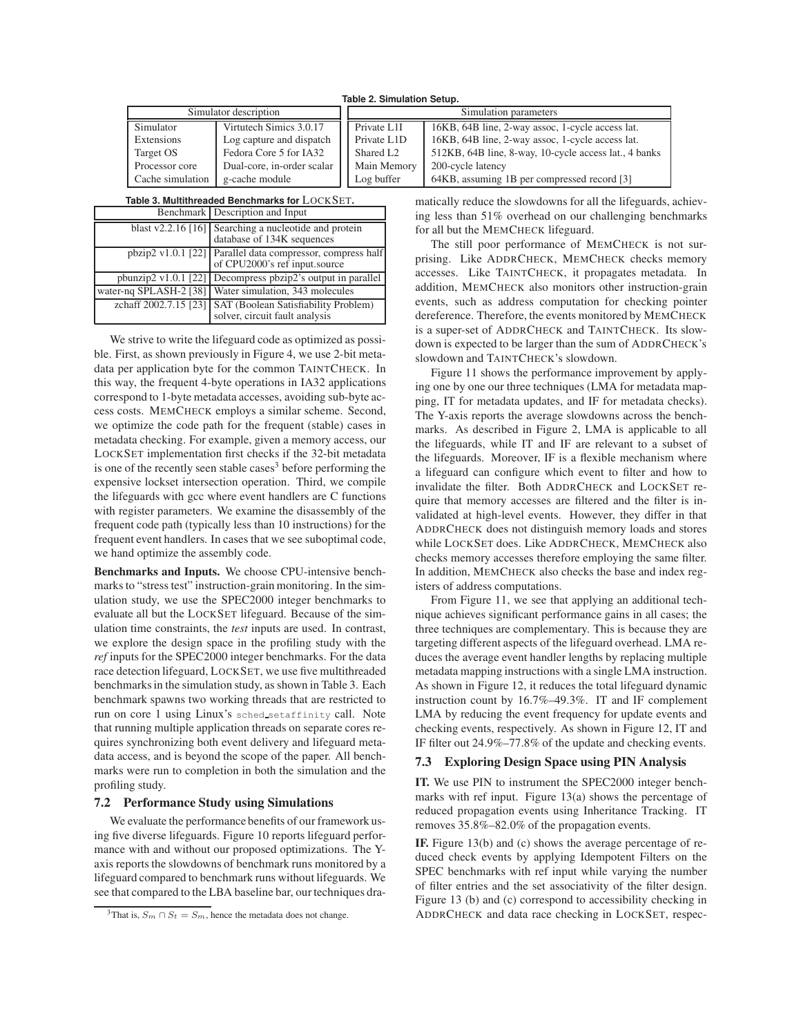**Table 2. Simulation Setup.**

| Simulator description | | Simulation parameters | |
|---|---|---|---|
| Simulator | Virtutech Simics 3.0.17 | Private L1I | 16KB, 64B line, 2-way assoc, 1-cycle access lat. |
| Extensions | Log capture and dispatch | Private L1D | 16KB, 64B line, 2-way assoc, 1-cycle access lat. |
| Target OS | Fedora Core 5 for IA32 | Shared L2 | 512KB, 64B line, 8-way, 10-cycle access lat., 4 banks |
| Processor core | Dual-core, in-order scalar | Main Memory | 200-cycle latency |
| Cache simulation | g-cache module | Log buffer | 64KB, assuming 1B per compressed record [3] |

**Table 3. Multithreaded Benchmarks for LOCKSET.**

| Benchmark | Description and Input |
|---|---|
| blast v2.2.16 [16] | Searching a nucleotide and protein database of 134K sequences |
| pbzip2 v1.0.1 [22] | Parallel data compressor, compress half of CPU2000's ref input.source |
| pbunzip2 v1.0.1 [22] | Decompress pbzip2's output in parallel |
| water-nq SPLASH-2 [38] | Water simulation, 343 molecules |
| zchaff 2002.7.15 [23] | SAT (Boolean Satisfiability Problem) solver, circuit fault analysis |

We strive to write the lifeguard code as optimized as possible. First, as shown previously in Figure 4, we use 2-bit metadata per application byte for the common TAINTCHECK. In this way, the frequent 4-byte operations in IA32 applications correspond to 1-byte metadata accesses, avoiding sub-byte access costs. MEMCHECK employs a similar scheme. Second, we optimize the code path for the frequent (stable) cases in metadata checking. For example, given a memory access, our LOCKSET implementation first checks if the 32-bit metadata is one of the recently seen stable cases[3] before performing the expensive lockset intersection operation. Third, we compile the lifeguards with gcc where event handlers are C functions with register parameters. We examine the disassembly of the frequent code path (typically less than 10 instructions) for the frequent event handlers. In cases that we see suboptimal code, we hand optimize the assembly code.

**Benchmarks and Inputs.** We choose CPU-intensive benchmarks to "stress test" instruction-grain monitoring. In the simulation study, we use the SPEC2000 integer benchmarks to evaluate all but the LOCKSET lifeguard. Because of the simulation time constraints, the *test* inputs are used. In contrast, we explore the design space in the profiling study with the *ref* inputs for the SPEC2000 integer benchmarks. For the data race detection lifeguard, LOCKSET, we use five multithreaded benchmarks in the simulation study, as shown in Table 3. Each benchmark spawns two working threads that are restricted to run on core 1 using Linux's `sched_setaffinity` call. Note that running multiple application threads on separate cores requires synchronizing both event delivery and lifeguard metadata access, and is beyond the scope of the paper. All benchmarks were run to completion in both the simulation and the profiling study.

### 7.2 Performance Study using Simulations

We evaluate the performance benefits of our framework using five diverse lifeguards. Figure 10 reports lifeguard performance with and without our proposed optimizations. The Y-axis reports the slowdowns of benchmark runs monitored by a lifeguard compared to benchmark runs without lifeguards. We see that compared to the LBA baseline bar, our techniques dramatically reduce the slowdowns for all the lifeguards, achieving less than 51% overhead on our challenging benchmarks for all but the MEMCHECK lifeguard.

The still poor performance of MEMCHECK is not surprising. Like ADDRCHECK, MEMCHECK checks memory accesses. Like TAINTCHECK, it propagates metadata. In addition, MEMCHECK also monitors other instruction-grain events, such as address computation for checking pointer dereference. Therefore, the events monitored by MEMCHECK is a super-set of ADDRCHECK and TAINTCHECK. Its slowdown is expected to be larger than the sum of ADDRCHECK's slowdown and TAINTCHECK's slowdown.

Figure 11 shows the performance improvement by applying one by one our three techniques (LMA for metadata mapping, IT for metadata updates, and IF for metadata checks). The Y-axis reports the average slowdowns across the benchmarks. As described in Figure 2, LMA is applicable to all the lifeguards, while IT and IF are relevant to a subset of the lifeguards. Moreover, IF is a flexible mechanism where a lifeguard can configure which event to filter and how to invalidate the filter. Both ADDRCHECK and LOCKSET require that memory accesses are filtered and the filter is invalidated at high-level events. However, they differ in that ADDRCHECK does not distinguish memory loads and stores while LOCKSET does. Like ADDRCHECK, MEMCHECK also checks memory accesses therefore employing the same filter. In addition, MEMCHECK also checks the base and index registers of address computations.

From Figure 11, we see that applying an additional technique achieves significant performance gains in all cases; the three techniques are complementary. This is because they are targeting different aspects of the lifeguard overhead. LMA reduces the average event handler lengths by replacing multiple metadata mapping instructions with a single LMA instruction. As shown in Figure 12, it reduces the total lifeguard dynamic instruction count by 16.7%–49.3%. IT and IF complement LMA by reducing the event frequency for update events and checking events, respectively. As shown in Figure 12, IT and IF filter out 24.9%–77.8% of the update and checking events.

### 7.3 Exploring Design Space using PIN Analysis

**IT.** We use PIN to instrument the SPEC2000 integer benchmarks with ref input. Figure 13(a) shows the percentage of reduced propagation events using Inheritance Tracking. IT removes 35.8%–82.0% of the propagation events.

**IF.** Figure 13(b) and (c) shows the average percentage of reduced check events by applying Idempotent Filters on the SPEC benchmarks with ref input while varying the number of filter entries and the set associativity of the filter design. Figure 13 (b) and (c) correspond to accessibility checking in ADDRCHECK and data race checking in LOCKSET, respec-

[3] That is, $S_m \cap S_t = S_m$, hence the metadata does not change.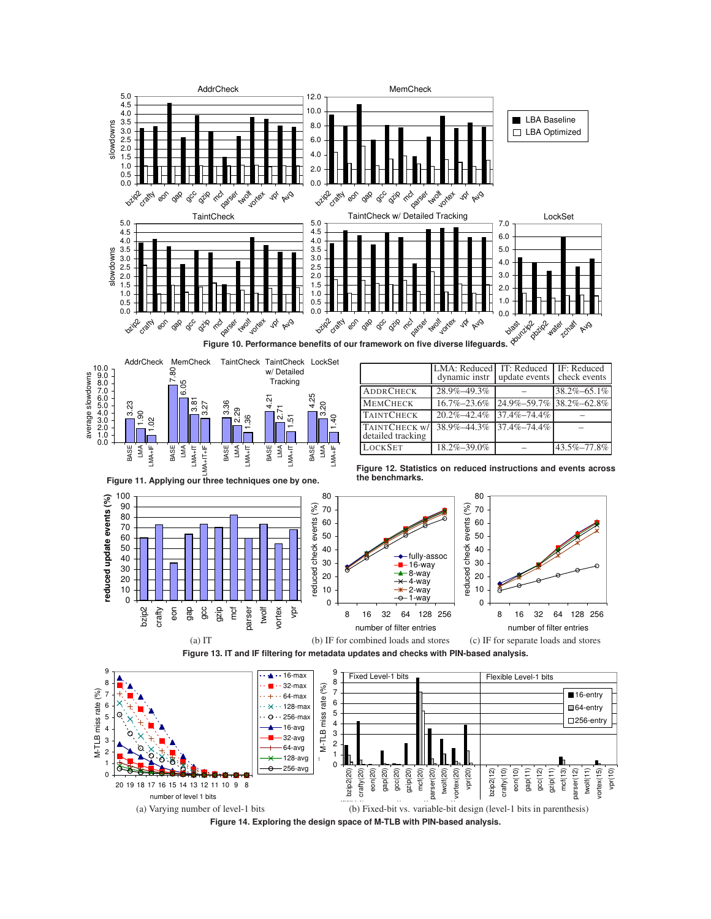Figure 10. Performance benefits of our framework on five diverse lifeguards.

Figure 11. Applying our three techniques one by one.

|  | LMA: Reduced dynamic instr | IT: Reduced update events | IF: Reduced check events |
|---|---|---|---|
| ADDRCHECK | 28.9%–49.3% | – | 38.2%–65.1% |
| MEMCHECK | 16.7%–23.6% | 24.9%–59.7% | 38.2%–62.8% |
| TAINTCHECK | 20.2%–42.4% | 37.4%–74.4% | – |
| TAINTCHECK w/ detailed tracking | 38.9%–44.3% | 37.4%–74.4% | – |
| LOCKSET | 18.2%–39.0% | – | 43.5%–77.8% |

Figure 12. Statistics on reduced instructions and events across the benchmarks.

(a) IT (b) IF for combined loads and stores (c) IF for separate loads and stores

Figure 13. IT and IF filtering for metadata updates and checks with PIN-based analysis.

(a) Varying number of level-1 bits (b) Fixed-bit vs. variable-bit design (level-1 bits in parenthesis)

Figure 14. Exploring the design space of M-TLB with PIN-based analysis.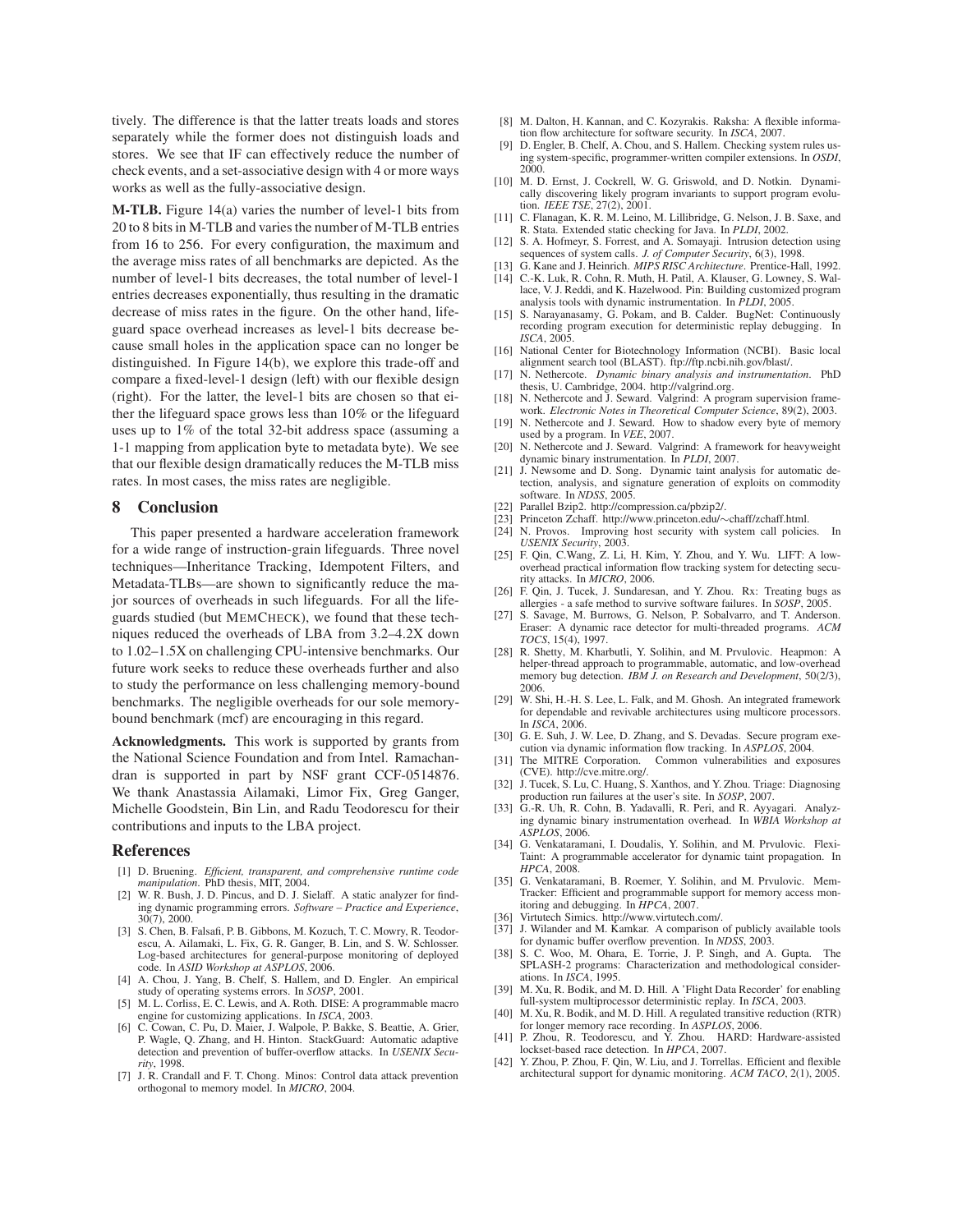tively. The difference is that the latter treats loads and stores separately while the former does not distinguish loads and stores. We see that IF can effectively reduce the number of check events, and a set-associative design with 4 or more ways works as well as the fully-associative design.

**M-TLB.** Figure 14(a) varies the number of level-1 bits from 20 to 8 bits in M-TLB and varies the number of M-TLB entries from 16 to 256. For every configuration, the maximum and the average miss rates of all benchmarks are depicted. As the number of level-1 bits decreases, the total number of level-1 entries decreases exponentially, thus resulting in the dramatic decrease of miss rates in the figure. On the other hand, lifeguard space overhead increases as level-1 bits decrease because small holes in the application space can no longer be distinguished. In Figure 14(b), we explore this trade-off and compare a fixed-level-1 design (left) with our flexible design (right). For the latter, the level-1 bits are chosen so that either the lifeguard space grows less than 10% or the lifeguard uses up to 1% of the total 32-bit address space (assuming a 1-1 mapping from application byte to metadata byte). We see that our flexible design dramatically reduces the M-TLB miss rates. In most cases, the miss rates are negligible.

## 8 Conclusion

This paper presented a hardware acceleration framework for a wide range of instruction-grain lifeguards. Three novel techniques—Inheritance Tracking, Idempotent Filters, and Metadata-TLBs—are shown to significantly reduce the major sources of overheads in such lifeguards. For all the lifeguards studied (but MEMCHECK), we found that these techniques reduced the overheads of LBA from 3.2–4.2X down to 1.02–1.5X on challenging CPU-intensive benchmarks. Our future work seeks to reduce these overheads further and also to study the performance on less challenging memory-bound benchmarks. The negligible overheads for our sole memory-bound benchmark (mcf) are encouraging in this regard.

**Acknowledgments.** This work is supported by grants from the National Science Foundation and from Intel. Ramachandran is supported in part by NSF grant CCF-0514876. We thank Anastassia Ailamaki, Limor Fix, Greg Ganger, Michelle Goodstein, Bin Lin, and Radu Teodorescu for their contributions and inputs to the LBA project.

## References

[1] D. Bruening. *Efficient, transparent, and comprehensive runtime code manipulation*. PhD thesis, MIT, 2004.

[2] W. R. Bush, J. D. Pincus, and D. J. Sielaff. A static analyzer for finding dynamic programming errors. *Software – Practice and Experience*, 30(7), 2000.

[3] S. Chen, B. Falsafi, P. B. Gibbons, M. Kozuch, T. C. Mowry, R. Teodorescu, A. Ailamaki, L. Fix, G. R. Ganger, B. Lin, and S. W. Schlosser. Log-based architectures for general-purpose monitoring of deployed code. In *ASID Workshop at ASPLOS*, 2006.

[4] A. Chou, J. Yang, B. Chelf, S. Hallem, and D. Engler. An empirical study of operating systems errors. In *SOSP*, 2001.

[5] M. L. Corliss, E. C. Lewis, and A. Roth. DISE: A programmable macro engine for customizing applications. In *ISCA*, 2003.

[6] C. Cowan, C. Pu, D. Maier, J. Walpole, P. Bakke, S. Beattie, A. Grier, P. Wagle, Q. Zhang, and H. Hinton. StackGuard: Automatic adaptive detection and prevention of buffer-overflow attacks. In *USENIX Security*, 1998.

[7] J. R. Crandall and F. T. Chong. Minos: Control data attack prevention orthogonal to memory model. In *MICRO*, 2004.

[8] M. Dalton, H. Kannan, and C. Kozyrakis. Raksha: A flexible information flow architecture for software security. In *ISCA*, 2007.

[9] D. Engler, B. Chelf, A. Chou, and S. Hallem. Checking system rules using system-specific, programmer-written compiler extensions. In *OSDI*, 2000.

[10] M. D. Ernst, J. Cockrell, W. G. Griswold, and D. Notkin. Dynamically discovering likely program invariants to support program evolution. *IEEE TSE*, 27(2), 2001.

[11] C. Flanagan, K. R. M. Leino, M. Lillibridge, G. Nelson, J. B. Saxe, and R. Stata. Extended static checking for Java. In *PLDI*, 2002.

[12] S. A. Hofmeyr, S. Forrest, and A. Somayaji. Intrusion detection using sequences of system calls. *J. of Computer Security*, 6(3), 1998.

[13] G. Kane and J. Heinrich. *MIPS RISC Architecture*. Prentice-Hall, 1992.

[14] C.-K. Luk, R. Cohn, R. Muth, H. Patil, A. Klauser, G. Lowney, S. Wallace, V. J. Reddi, and K. Hazelwood. Pin: Building customized program analysis tools with dynamic instrumentation. In *PLDI*, 2005.

[15] S. Narayanasamy, G. Pokam, and B. Calder. BugNet: Continuously recording program execution for deterministic replay debugging. In *ISCA*, 2005.

[16] National Center for Biotechnology Information (NCBI). Basic local alignment search tool (BLAST). ftp://ftp.ncbi.nih.gov/blast/.

[17] N. Nethercote. *Dynamic binary analysis and instrumentation*. PhD thesis, U. Cambridge, 2004. http://valgrind.org.

[18] N. Nethercote and J. Seward. Valgrind: A program supervision framework. *Electronic Notes in Theoretical Computer Science*, 89(2), 2003.

[19] N. Nethercote and J. Seward. How to shadow every byte of memory used by a program. In *VEE*, 2007.

[20] N. Nethercote and J. Seward. Valgrind: A framework for heavyweight dynamic binary instrumentation. In *PLDI*, 2007.

[21] J. Newsome and D. Song. Dynamic taint analysis for automatic detection, analysis, and signature generation of exploits on commodity software. In *NDSS*, 2005.

[22] Parallel Bzip2. http://compression.ca/pbzip2/.

[23] Princeton Zchaff. http://www.princeton.edu/~chaff/zchaff.html.

[24] N. Provos. Improving host security with system call policies. In *USENIX Security*, 2003.

[25] F. Qin, C.Wang, Z. Li, H. Kim, Y. Zhou, and Y. Wu. LIFT: A low-overhead practical information flow tracking system for detecting security attacks. In *MICRO*, 2006.

[26] F. Qin, J. Tucek, J. Sundaresan, and Y. Zhou. Rx: Treating bugs as allergies - a safe method to survive software failures. In *SOSP*, 2005.

[27] S. Savage, M. Burrows, G. Nelson, P. Sobalvarro, and T. Anderson. Eraser: A dynamic race detector for multi-threaded programs. *ACM TOCS*, 15(4), 1997.

[28] R. Shetty, M. Kharbutli, Y. Solihin, and M. Prvulovic. Heapmon: A helper-thread approach to programmable, automatic, and low-overhead memory bug detection. *IBM J. on Research and Development*, 50(2/3), 2006.

[29] W. Shi, H.-H. S. Lee, L. Falk, and M. Ghosh. An integrated framework for dependable and revivable architectures using multicore processors. In *ISCA*, 2006.

[30] G. E. Suh, J. W. Lee, D. Zhang, and S. Devadas. Secure program execution via dynamic information flow tracking. In *ASPLOS*, 2004.

[31] The MITRE Corporation. Common vulnerabilities and exposures (CVE). http://cve.mitre.org/.

[32] J. Tucek, S. Lu, C. Huang, S. Xanthos, and Y. Zhou. Triage: Diagnosing production run failures at the user's site. In *SOSP*, 2007.

[33] G.-R. Uh, R. Cohn, B. Yadavalli, R. Peri, and R. Ayyagari. Analyzing dynamic binary instrumentation overhead. In *WBIA Workshop at ASPLOS*, 2006.

[34] G. Venkataramani, I. Doudalis, Y. Solihin, and M. Prvulovic. FlexiTaint: A programmable accelerator for dynamic taint propagation. In *HPCA*, 2008.

[35] G. Venkataramani, B. Roemer, Y. Solihin, and M. Prvulovic. MemTracker: Efficient and programmable support for memory access monitoring and debugging. In *HPCA*, 2007.

[36] Virtutech Simics. http://www.virtutech.com/.

[37] J. Wilander and M. Kamkar. A comparison of publicly available tools for dynamic buffer overflow prevention. In *NDSS*, 2003.

[38] S. C. Woo, M. Ohara, E. Torrie, J. P. Singh, and A. Gupta. The SPLASH-2 programs: Characterization and methodological considerations. In *ISCA*, 1995.

[39] M. Xu, R. Bodik, and M. D. Hill. A 'Flight Data Recorder' for enabling full-system multiprocessor deterministic replay. In *ISCA*, 2003.

[40] M. Xu, R. Bodik, and M. D. Hill. A regulated transitive reduction (RTR) for longer memory race recording. In *ASPLOS*, 2006.

[41] P. Zhou, R. Teodorescu, and Y. Zhou. HARD: Hardware-assisted lockset-based race detection. In *HPCA*, 2007.

[42] Y. Zhou, P. Zhou, F. Qin, W. Liu, and J. Torrellas. Efficient and flexible architectural support for dynamic monitoring. *ACM TACO*, 2(1), 2005.